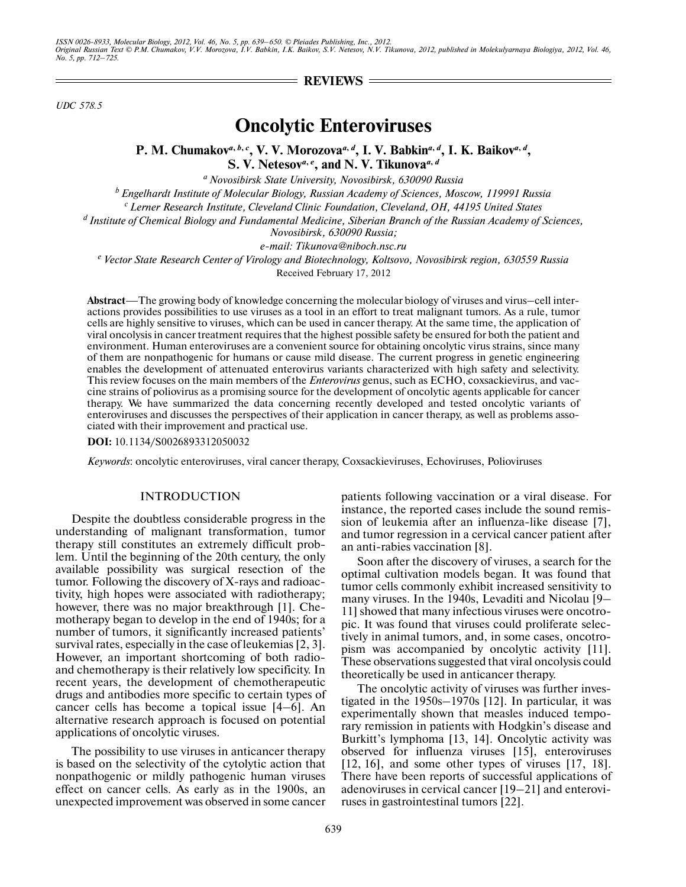REVIEWS

UDC 578.5

# Oncolytic Enteroviruses

**P. M. Chumakov[a, b, c], V. V. Morozova[a, d], I. V. Babkin[a, d], I. K. Baikov[a, d], S. V. Netesov[a, e], and N. V. Tikunova[a, d]**

[a] *Novosibirsk State University, Novosibirsk, 630090 Russia*

[b] *Engelhardt Institute of Molecular Biology, Russian Academy of Sciences, Moscow, 119991 Russia*

[c] *Lerner Research Institute, Cleveland Clinic Foundation, Cleveland, OH, 44195 United States*

[d] *Institute of Chemical Biology and Fundamental Medicine, Siberian Branch of the Russian Academy of Sciences, Novosibirsk, 630090 Russia;*

*e-mail: Tikunova@niboch.nsc.ru*

[e] *Vector State Research Center of Virology and Biotechnology, Koltsovo, Novosibirsk region, 630559 Russia*

Received February 17, 2012

**Abstract**—The growing body of knowledge concerning the molecular biology of viruses and virus–cell interactions provides possibilities to use viruses as a tool in an effort to treat malignant tumors. As a rule, tumor cells are highly sensitive to viruses, which can be used in cancer therapy. At the same time, the application of viral oncolysis in cancer treatment requires that the highest possible safety be ensured for both the patient and environment. Human enteroviruses are a convenient source for obtaining oncolytic virus strains, since many of them are nonpathogenic for humans or cause mild disease. The current progress in genetic engineering enables the development of attenuated enterovirus variants characterized with high safety and selectivity. This review focuses on the main members of the *Enterovirus* genus, such as ECHO, coxsackievirus, and vaccine strains of poliovirus as a promising source for the development of oncolytic agents applicable for cancer therapy. We have summarized the data concerning recently developed and tested oncolytic variants of enteroviruses and discusses the perspectives of their application in cancer therapy, as well as problems associated with their improvement and practical use.

**DOI:** 10.1134/S0026893312050032

*Keywords*: oncolytic enteroviruses, viral cancer therapy, Coxsackieviruses, Echoviruses, Polioviruses

## INTRODUCTION

Despite the doubtless considerable progress in the understanding of malignant transformation, tumor therapy still constitutes an extremely difficult problem. Until the beginning of the 20th century, the only available possibility was surgical resection of the tumor. Following the discovery of X-rays and radioactivity, high hopes were associated with radiotherapy; however, there was no major breakthrough [1]. Chemotherapy began to develop in the end of 1940s; for a number of tumors, it significantly increased patients' survival rates, especially in the case of leukemias [2, 3]. However, an important shortcoming of both radio- and chemotherapy is their relatively low specificity. In recent years, the development of chemotherapeutic drugs and antibodies more specific to certain types of cancer cells has become a topical issue [4–6]. An alternative research approach is focused on potential applications of oncolytic viruses.

The possibility to use viruses in anticancer therapy is based on the selectivity of the cytolytic action that nonpathogenic or mildly pathogenic human viruses effect on cancer cells. As early as in the 1900s, an unexpected improvement was observed in some cancer patients following vaccination or a viral disease. For instance, the reported cases include the sound remission of leukemia after an influenza-like disease [7], and tumor regression in a cervical cancer patient after an anti-rabies vaccination [8].

Soon after the discovery of viruses, a search for the optimal cultivation models began. It was found that tumor cells commonly exhibit increased sensitivity to many viruses. In the 1940s, Levaditi and Nicolau [9–11] showed that many infectious viruses were oncotropic. It was found that viruses could proliferate selectively in animal tumors, and, in some cases, oncotropism was accompanied by oncolytic activity [11]. These observations suggested that viral oncolysis could theoretically be used in anticancer therapy.

The oncolytic activity of viruses was further investigated in the 1950s–1970s [12]. In particular, it was experimentally shown that measles induced temporary remission in patients with Hodgkin's disease and Burkitt's lymphoma [13, 14]. Oncolytic activity was observed for influenza viruses [15], enteroviruses [12, 16], and some other types of viruses [17, 18]. There have been reports of successful applications of adenoviruses in cervical cancer [19–21] and enteroviruses in gastrointestinal tumors [22].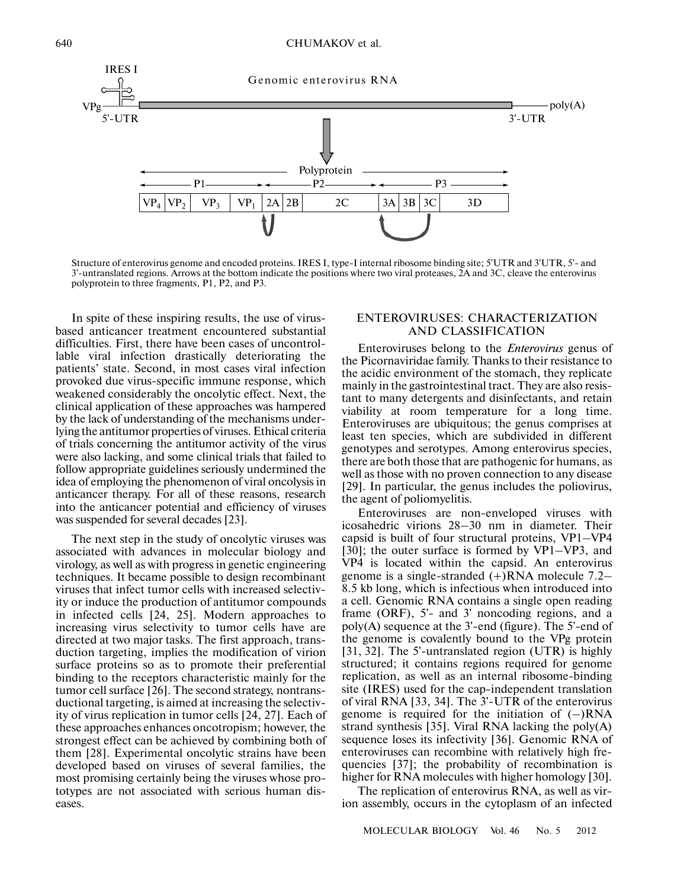Structure of enterovirus genome and encoded proteins. IRES I, type-I internal ribosome binding site; 5'UTR and 3'UTR, 5'- and 3'-untranslated regions. Arrows at the bottom indicate the positions where two viral proteases, 2A and 3C, cleave the enterovirus polyprotein to three fragments, P1, P2, and P3.

In spite of these inspiring results, the use of virus-based anticancer treatment encountered substantial difficulties. First, there have been cases of uncontrollable viral infection drastically deteriorating the patients' state. Second, in most cases viral infection provoked due virus-specific immune response, which weakened considerably the oncolytic effect. Next, the clinical application of these approaches was hampered by the lack of understanding of the mechanisms underlying the antitumor properties of viruses. Ethical criteria of trials concerning the antitumor activity of the virus were also lacking, and some clinical trials that failed to follow appropriate guidelines seriously undermined the idea of employing the phenomenon of viral oncolysis in anticancer therapy. For all of these reasons, research into the anticancer potential and efficiency of viruses was suspended for several decades [23].

The next step in the study of oncolytic viruses was associated with advances in molecular biology and virology, as well as with progress in genetic engineering techniques. It became possible to design recombinant viruses that infect tumor cells with increased selectivity or induce the production of antitumor compounds in infected cells [24, 25]. Modern approaches to increasing virus selectivity to tumor cells have are directed at two major tasks. The first approach, transduction targeting, implies the modification of virion surface proteins so as to promote their preferential binding to the receptors characteristic mainly for the tumor cell surface [26]. The second strategy, nontransductional targeting, is aimed at increasing the selectivity of virus replication in tumor cells [24, 27]. Each of these approaches enhances oncotropism; however, the strongest effect can be achieved by combining both of them [28]. Experimental oncolytic strains have been developed based on viruses of several families, the most promising certainly being the viruses whose prototypes are not associated with serious human diseases.

## ENTEROVIRUSES: CHARACTERIZATION AND CLASSIFICATION

Enteroviruses belong to the *Enterovirus* genus of the Picornaviridae family. Thanks to their resistance to the acidic environment of the stomach, they replicate mainly in the gastrointestinal tract. They are also resistant to many detergents and disinfectants, and retain viability at room temperature for a long time. Enteroviruses are ubiquitous; the genus comprises at least ten species, which are subdivided in different genotypes and serotypes. Among enterovirus species, there are both those that are pathogenic for humans, as well as those with no proven connection to any disease [29]. In particular, the genus includes the poliovirus, the agent of poliomyelitis.

Enteroviruses are non-enveloped viruses with icosahedric virions 28–30 nm in diameter. Their capsid is built of four structural proteins, VP1–VP4 [30]; the outer surface is formed by VP1–VP3, and VP4 is located within the capsid. An enterovirus genome is a single-stranded (+)RNA molecule 7.2–8.5 kb long, which is infectious when introduced into a cell. Genomic RNA contains a single open reading frame (ORF), 5'- and 3' noncoding regions, and a poly(A) sequence at the 3'-end (figure). The 5'-end of the genome is covalently bound to the VPg protein [31, 32]. The 5'-untranslated region (UTR) is highly structured; it contains regions required for genome replication, as well as an internal ribosome-binding site (IRES) used for the cap-independent translation of viral RNA [33, 34]. The 3'-UTR of the enterovirus genome is required for the initiation of (–)RNA strand synthesis [35]. Viral RNA lacking the poly(A) sequence loses its infectivity [36]. Genomic RNA of enteroviruses can recombine with relatively high frequencies [37]; the probability of recombination is higher for RNA molecules with higher homology [30].

The replication of enterovirus RNA, as well as virion assembly, occurs in the cytoplasm of an infected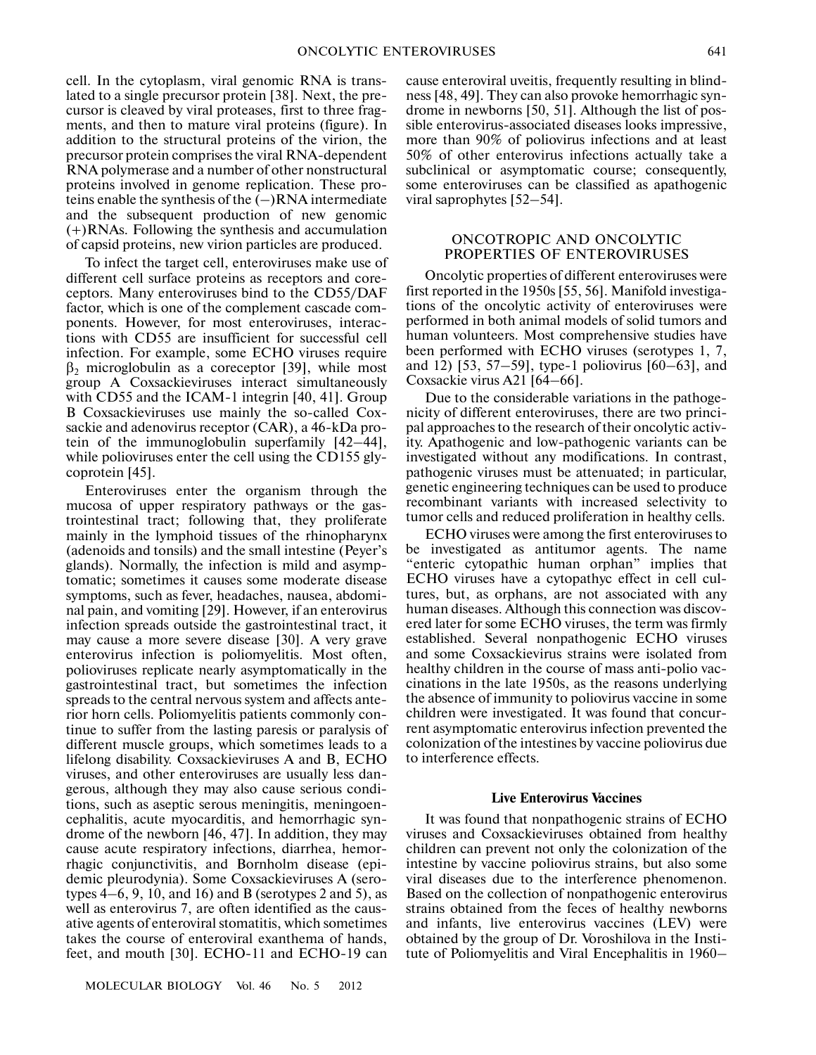cell. In the cytoplasm, viral genomic RNA is translated to a single precursor protein [38]. Next, the precursor is cleaved by viral proteases, first to three fragments, and then to mature viral proteins (figure). In addition to the structural proteins of the virion, the precursor protein comprises the viral RNA-dependent RNA polymerase and a number of other nonstructural proteins involved in genome replication. These proteins enable the synthesis of the (–)RNA intermediate and the subsequent production of new genomic (+)RNAs. Following the synthesis and accumulation of capsid proteins, new virion particles are produced.

To infect the target cell, enteroviruses make use of different cell surface proteins as receptors and coreceptors. Many enteroviruses bind to the CD55/DAF factor, which is one of the complement cascade components. However, for most enteroviruses, interactions with CD55 are insufficient for successful cell infection. For example, some ECHO viruses require $\beta_2$ microglobulin as a coreceptor [39], while most group A Coxsackieviruses interact simultaneously with CD55 and the ICAM-1 integrin [40, 41]. Group B Coxsackieviruses use mainly the so-called Coxsackie and adenovirus receptor (CAR), a 46-kDa protein of the immunoglobulin superfamily [42–44], while polioviruses enter the cell using the CD155 glycoprotein [45].

Enteroviruses enter the organism through the mucosa of upper respiratory pathways or the gastrointestinal tract; following that, they proliferate mainly in the lymphoid tissues of the rhinopharynx (adenoids and tonsils) and the small intestine (Peyer's glands). Normally, the infection is mild and asymptomatic; sometimes it causes some moderate disease symptoms, such as fever, headaches, nausea, abdominal pain, and vomiting [29]. However, if an enterovirus infection spreads outside the gastrointestinal tract, it may cause a more severe disease [30]. A very grave enterovirus infection is poliomyelitis. Most often, polioviruses replicate nearly asymptomatically in the gastrointestinal tract, but sometimes the infection spreads to the central nervous system and affects anterior horn cells. Poliomyelitis patients commonly continue to suffer from the lasting paresis or paralysis of different muscle groups, which sometimes leads to a lifelong disability. Coxsackieviruses A and B, ECHO viruses, and other enteroviruses are usually less dangerous, although they may also cause serious conditions, such as aseptic serous meningitis, meningoencephalitis, acute myocarditis, and hemorrhagic syndrome of the newborn [46, 47]. In addition, they may cause acute respiratory infections, diarrhea, hemorrhagic conjunctivitis, and Bornholm disease (epidemic pleurodynia). Some Coxsackieviruses A (serotypes 4–6, 9, 10, and 16) and B (serotypes 2 and 5), as well as enterovirus 7, are often identified as the causative agents of enteroviral stomatitis, which sometimes takes the course of enteroviral exanthema of hands, feet, and mouth [30]. ECHO-11 and ECHO-19 can cause enteroviral uveitis, frequently resulting in blindness [48, 49]. They can also provoke hemorrhagic syndrome in newborns [50, 51]. Although the list of possible enterovirus-associated diseases looks impressive, more than 90% of poliovirus infections and at least 50% of other enterovirus infections actually take a subclinical or asymptomatic course; consequently, some enteroviruses can be classified as apathogenic viral saprophytes [52–54].

## ONCOTROPIC AND ONCOLYTIC PROPERTIES OF ENTEROVIRUSES

Oncolytic properties of different enteroviruses were first reported in the 1950s [55, 56]. Manifold investigations of the oncolytic activity of enteroviruses were performed in both animal models of solid tumors and human volunteers. Most comprehensive studies have been performed with ECHO viruses (serotypes 1, 7, and 12) [53, 57–59], type-1 poliovirus [60–63], and Coxsackie virus A21 [64–66].

Due to the considerable variations in the pathogenicity of different enteroviruses, there are two principal approaches to the research of their oncolytic activity. Apathogenic and low-pathogenic variants can be investigated without any modifications. In contrast, pathogenic viruses must be attenuated; in particular, genetic engineering techniques can be used to produce recombinant variants with increased selectivity to tumor cells and reduced proliferation in healthy cells.

ECHO viruses were among the first enteroviruses to be investigated as antitumor agents. The name "enteric cytopathic human orphan" implies that ECHO viruses have a cytopathyc effect in cell cultures, but, as orphans, are not associated with any human diseases. Although this connection was discovered later for some ECHO viruses, the term was firmly established. Several nonpathogenic ECHO viruses and some Coxsackievirus strains were isolated from healthy children in the course of mass anti-polio vaccinations in the late 1950s, as the reasons underlying the absence of immunity to poliovirus vaccine in some children were investigated. It was found that concurrent asymptomatic enterovirus infection prevented the colonization of the intestines by vaccine poliovirus due to interference effects.

### Live Enterovirus Vaccines

It was found that nonpathogenic strains of ECHO viruses and Coxsackieviruses obtained from healthy children can prevent not only the colonization of the intestine by vaccine poliovirus strains, but also some viral diseases due to the interference phenomenon. Based on the collection of nonpathogenic enterovirus strains obtained from the feces of healthy newborns and infants, live enterovirus vaccines (LEV) were obtained by the group of Dr. Voroshilova in the Institute of Poliomyelitis and Viral Encephalitis in 1960–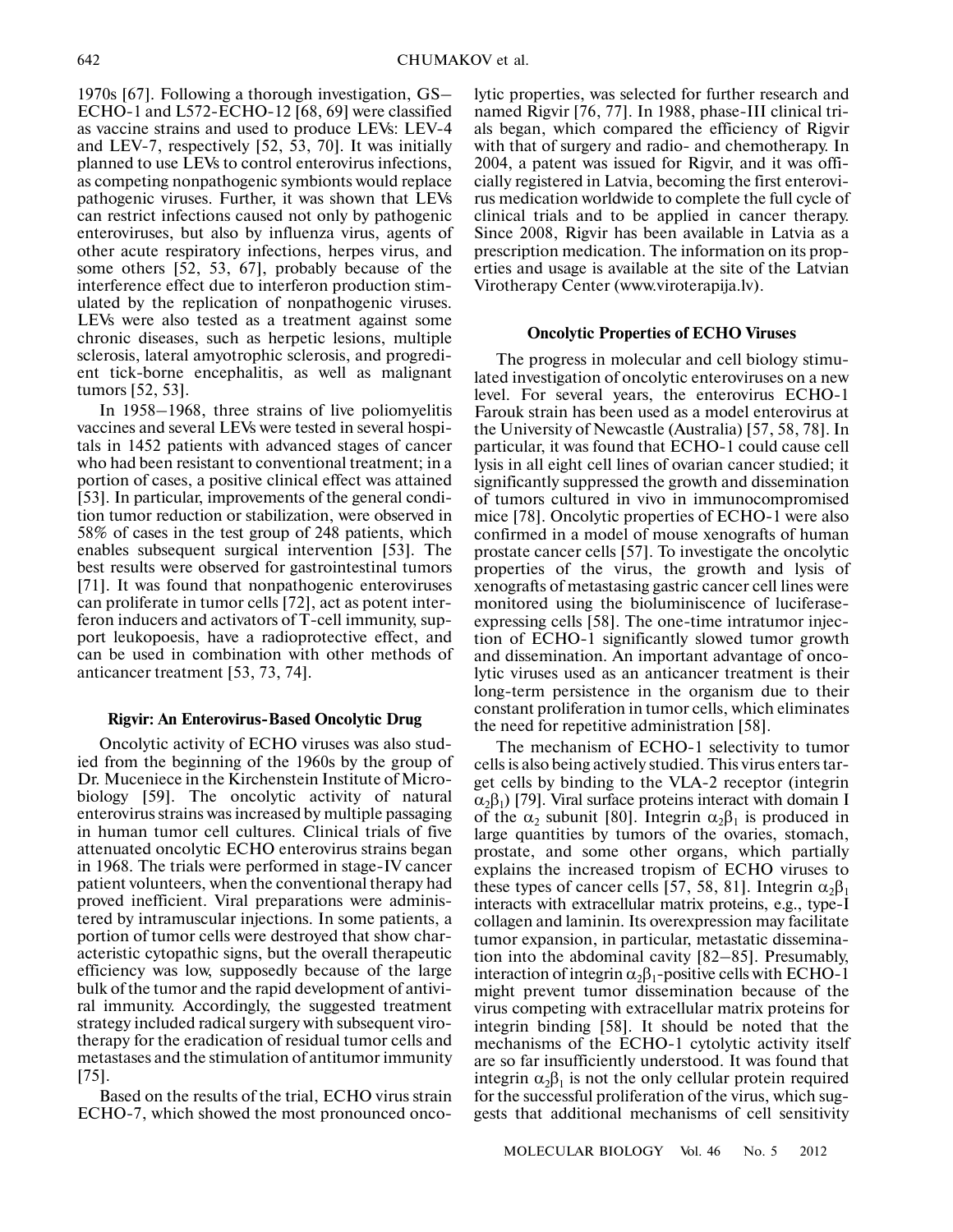1970s [67]. Following a thorough investigation, GS–ECHO-1 and L572-ECHO-12 [68, 69] were classified as vaccine strains and used to produce LEVs: LEV-4 and LEV-7, respectively [52, 53, 70]. It was initially planned to use LEVs to control enterovirus infections, as competing nonpathogenic symbionts would replace pathogenic viruses. Further, it was shown that LEVs can restrict infections caused not only by pathogenic enteroviruses, but also by influenza virus, agents of other acute respiratory infections, herpes virus, and some others [52, 53, 67], probably because of the interference effect due to interferon production stimulated by the replication of nonpathogenic viruses. LEVs were also tested as a treatment against some chronic diseases, such as herpetic lesions, multiple sclerosis, lateral amyotrophic sclerosis, and progredient tick-borne encephalitis, as well as malignant tumors [52, 53].

In 1958–1968, three strains of live poliomyelitis vaccines and several LEVs were tested in several hospitals in 1452 patients with advanced stages of cancer who had been resistant to conventional treatment; in a portion of cases, a positive clinical effect was attained [53]. In particular, improvements of the general condition tumor reduction or stabilization, were observed in 58% of cases in the test group of 248 patients, which enables subsequent surgical intervention [53]. The best results were observed for gastrointestinal tumors [71]. It was found that nonpathogenic enteroviruses can proliferate in tumor cells [72], act as potent interferon inducers and activators of T-cell immunity, support leukopoesis, have a radioprotective effect, and can be used in combination with other methods of anticancer treatment [53, 73, 74].

### Rigvir: An Enterovirus-Based Oncolytic Drug

Oncolytic activity of ECHO viruses was also studied from the beginning of the 1960s by the group of Dr. Muceniece in the Kirchenstein Institute of Microbiology [59]. The oncolytic activity of natural enterovirus strains was increased by multiple passaging in human tumor cell cultures. Clinical trials of five attenuated oncolytic ECHO enterovirus strains began in 1968. The trials were performed in stage-IV cancer patient volunteers, when the conventional therapy had proved inefficient. Viral preparations were administered by intramuscular injections. In some patients, a portion of tumor cells were destroyed that show characteristic cytopathic signs, but the overall therapeutic efficiency was low, supposedly because of the large bulk of the tumor and the rapid development of antiviral immunity. Accordingly, the suggested treatment strategy included radical surgery with subsequent virotherapy for the eradication of residual tumor cells and metastases and the stimulation of antitumor immunity [75].

Based on the results of the trial, ECHO virus strain ECHO-7, which showed the most pronounced oncolytic properties, was selected for further research and named Rigvir [76, 77]. In 1988, phase-III clinical trials began, which compared the efficiency of Rigvir with that of surgery and radio- and chemotherapy. In 2004, a patent was issued for Rigvir, and it was officially registered in Latvia, becoming the first enterovirus medication worldwide to complete the full cycle of clinical trials and to be applied in cancer therapy. Since 2008, Rigvir has been available in Latvia as a prescription medication. The information on its properties and usage is available at the site of the Latvian Virotherapy Center (www.viroterapija.lv).

### Oncolytic Properties of ECHO Viruses

The progress in molecular and cell biology stimulated investigation of oncolytic enteroviruses on a new level. For several years, the enterovirus ECHO-1 Farouk strain has been used as a model enterovirus at the University of Newcastle (Australia) [57, 58, 78]. In particular, it was found that ECHO-1 could cause cell lysis in all eight cell lines of ovarian cancer studied; it significantly suppressed the growth and dissemination of tumors cultured in vivo in immunocompromised mice [78]. Oncolytic properties of ECHO-1 were also confirmed in a model of mouse xenografts of human prostate cancer cells [57]. To investigate the oncolytic properties of the virus, the growth and lysis of xenografts of metastasing gastric cancer cell lines were monitored using the bioluminiscence of luciferase-expressing cells [58]. The one-time intratumor injection of ECHO-1 significantly slowed tumor growth and dissemination. An important advantage of oncolytic viruses used as an anticancer treatment is their long-term persistence in the organism due to their constant proliferation in tumor cells, which eliminates the need for repetitive administration [58].

The mechanism of ECHO-1 selectivity to tumor cells is also being actively studied. This virus enters target cells by binding to the VLA-2 receptor (integrin $\alpha_2\beta_1$) [79]. Viral surface proteins interact with domain I of the $\alpha_2$ subunit [80]. Integrin $\alpha_2\beta_1$ is produced in large quantities by tumors of the ovaries, stomach, prostate, and some other organs, which partially explains the increased tropism of ECHO viruses to these types of cancer cells [57, 58, 81]. Integrin $\alpha_2\beta_1$ interacts with extracellular matrix proteins, e.g., type-I collagen and laminin. Its overexpression may facilitate tumor expansion, in particular, metastatic dissemination into the abdominal cavity [82–85]. Presumably, interaction of integrin $\alpha_2\beta_1$-positive cells with ECHO-1 might prevent tumor dissemination because of the virus competing with extracellular matrix proteins for integrin binding [58]. It should be noted that the mechanisms of the ECHO-1 cytolytic activity itself are so far insufficiently understood. It was found that integrin $\alpha_2\beta_1$ is not the only cellular protein required for the successful proliferation of the virus, which suggests that additional mechanisms of cell sensitivity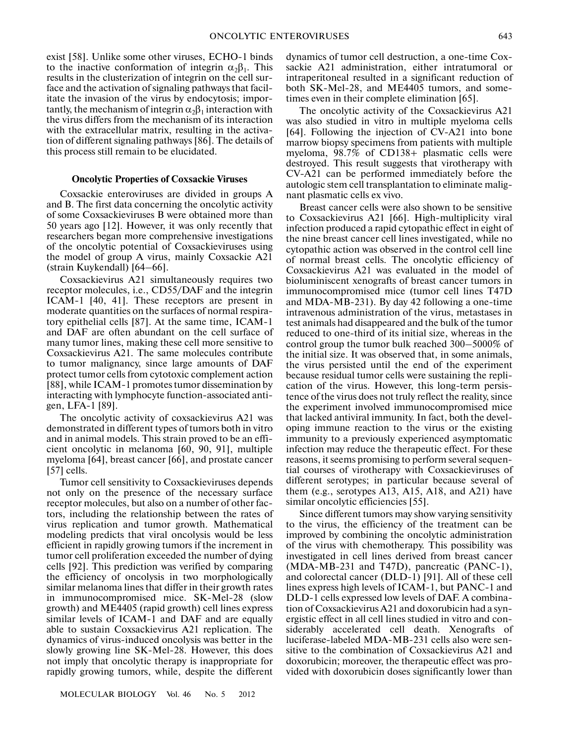exist [58]. Unlike some other viruses, ECHO-1 binds to the inactive conformation of integrin $\alpha_2\beta_1$. This results in the clusterization of integrin on the cell surface and the activation of signaling pathways that facilitate the invasion of the virus by endocytosis; importantly, the mechanism of integrin $\alpha_2\beta_1$ interaction with the virus differs from the mechanism of its interaction with the extracellular matrix, resulting in the activation of different signaling pathways [86]. The details of this process still remain to be elucidated.

### Oncolytic Properties of Coxsackie Viruses

Coxsackie enteroviruses are divided in groups A and B. The first data concerning the oncolytic activity of some Coxsackieviruses B were obtained more than 50 years ago [12]. However, it was only recently that researchers began more comprehensive investigations of the oncolytic potential of Coxsackieviruses using the model of group A virus, mainly Coxsackie A21 (strain Kuykendall) [64–66].

Coxsackievirus A21 simultaneously requires two receptor molecules, i.e., CD55/DAF and the integrin ICAM-1 [40, 41]. These receptors are present in moderate quantities on the surfaces of normal respiratory epithelial cells [87]. At the same time, ICAM-1 and DAF are often abundant on the cell surface of many tumor lines, making these cell more sensitive to Coxsackievirus A21. The same molecules contribute to tumor malignancy, since large amounts of DAF protect tumor cells from cytotoxic complement action [88], while ICAM-1 promotes tumor dissemination by interacting with lymphocyte function-associated antigen, LFA-1 [89].

The oncolytic activity of coxsackievirus A21 was demonstrated in different types of tumors both in vitro and in animal models. This strain proved to be an efficient oncolytic in melanoma [60, 90, 91], multiple myeloma [64], breast cancer [66], and prostate cancer [57] cells.

Tumor cell sensitivity to Coxsackieviruses depends not only on the presence of the necessary surface receptor molecules, but also on a number of other factors, including the relationship between the rates of virus replication and tumor growth. Mathematical modeling predicts that viral oncolysis would be less efficient in rapidly growing tumors if the increment in tumor cell proliferation exceeded the number of dying cells [92]. This prediction was verified by comparing the efficiency of oncolysis in two morphologically similar melanoma lines that differ in their growth rates in immunocompromised mice. SK-Mel-28 (slow growth) and ME4405 (rapid growth) cell lines express similar levels of ICAM-1 and DAF and are equally able to sustain Coxsackievirus A21 replication. The dynamics of virus-induced oncolysis was better in the slowly growing line SK-Mel-28. However, this does not imply that oncolytic therapy is inappropriate for rapidly growing tumors, while, despite the different dynamics of tumor cell destruction, a one-time Coxsackie A21 administration, either intratumoral or intraperitoneal resulted in a significant reduction of both SK-Mel-28, and ME4405 tumors, and sometimes even in their complete elimination [65].

The oncolytic activity of the Coxsackievirus A21 was also studied in vitro in multiple myeloma cells [64]. Following the injection of CV-A21 into bone marrow biopsy specimens from patients with multiple myeloma, 98.7% of CD138+ plasmatic cells were destroyed. This result suggests that virotherapy with CV-A21 can be performed immediately before the autologic stem cell transplantation to eliminate malignant plasmatic cells ex vivo.

Breast cancer cells were also shown to be sensitive to Coxsackievirus A21 [66]. High-multiplicity viral infection produced a rapid cytopathic effect in eight of the nine breast cancer cell lines investigated, while no cytopathic action was observed in the control cell line of normal breast cells. The oncolytic efficiency of Coxsackievirus A21 was evaluated in the model of bioluminiscent xenografts of breast cancer tumors in immunocompromised mice (tumor cell lines T47D and MDA-MB-231). By day 42 following a one-time intravenous administration of the virus, metastases in test animals had disappeared and the bulk of the tumor reduced to one-third of its initial size, whereas in the control group the tumor bulk reached 300–5000% of the initial size. It was observed that, in some animals, the virus persisted until the end of the experiment because residual tumor cells were sustaining the replication of the virus. However, this long-term persistence of the virus does not truly reflect the reality, since the experiment involved immunocompromised mice that lacked antiviral immunity. In fact, both the developing immune reaction to the virus or the existing immunity to a previously experienced asymptomatic infection may reduce the therapeutic effect. For these reasons, it seems promising to perform several sequential courses of virotherapy with Coxsackieviruses of different serotypes; in particular because several of them (e.g., serotypes A13, A15, A18, and A21) have similar oncolytic efficiencies [55].

Since different tumors may show varying sensitivity to the virus, the efficiency of the treatment can be improved by combining the oncolytic administration of the virus with chemotherapy. This possibility was investigated in cell lines derived from breast cancer (MDA-MB-231 and T47D), pancreatic (PANC-1), and colorectal cancer (DLD-1) [91]. All of these cell lines express high levels of ICAM-1, but PANC-1 and DLD-1 cells expressed low levels of DAF. A combination of Coxsackievirus A21 and doxorubicin had a synergistic effect in all cell lines studied in vitro and considerably accelerated cell death. Xenografts of luciferase-labeled MDA-MB-231 cells also were sensitive to the combination of Coxsackievirus A21 and doxorubicin; moreover, the therapeutic effect was provided with doxorubicin doses significantly lower than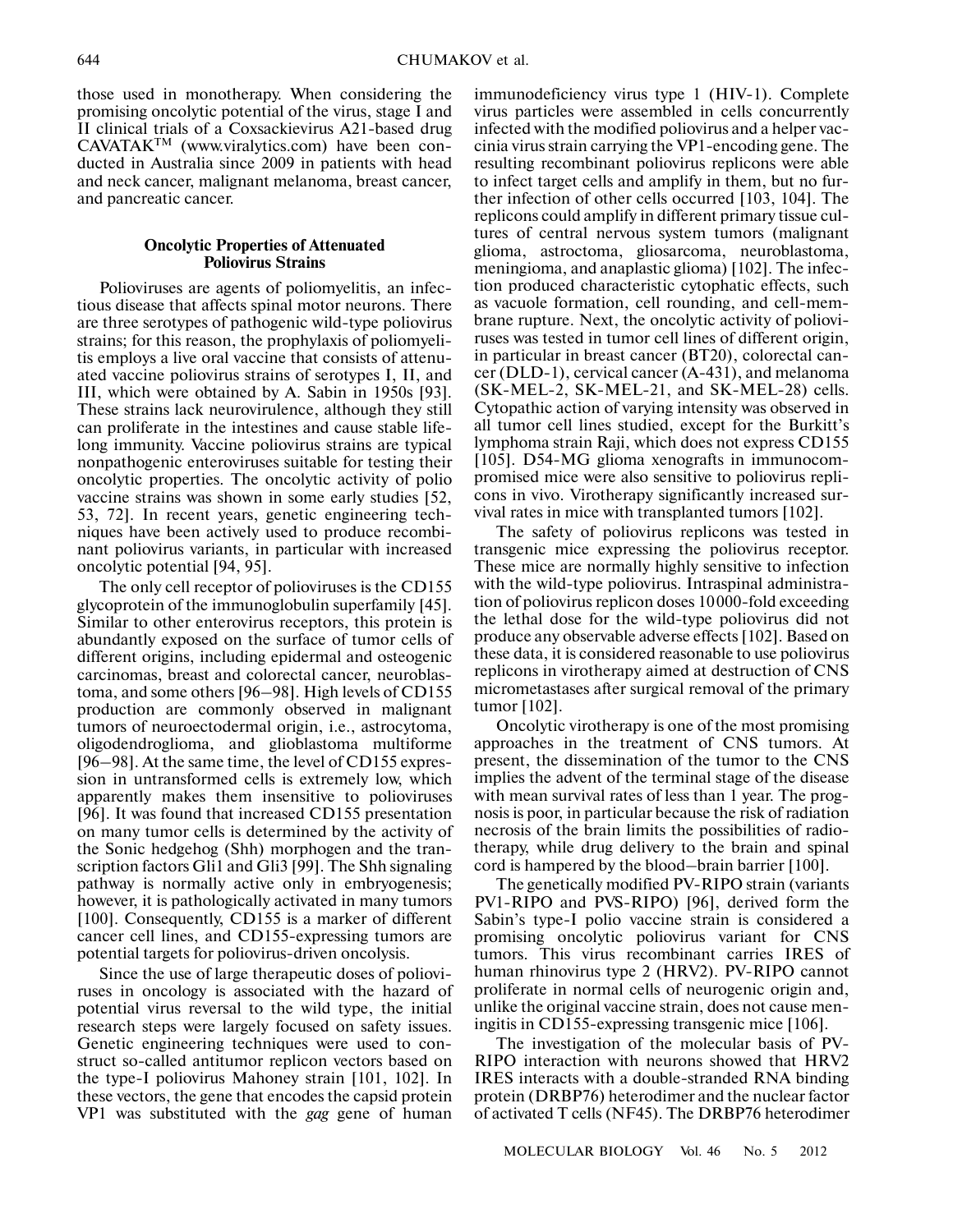those used in monotherapy. When considering the promising oncolytic potential of the virus, stage I and II clinical trials of a Coxsackievirus A21-based drug CAVATAK™ (www.viralytics.com) have been conducted in Australia since 2009 in patients with head and neck cancer, malignant melanoma, breast cancer, and pancreatic cancer.

### Oncolytic Properties of Attenuated Poliovirus Strains

Polioviruses are agents of poliomyelitis, an infectious disease that affects spinal motor neurons. There are three serotypes of pathogenic wild-type poliovirus strains; for this reason, the prophylaxis of poliomyelitis employs a live oral vaccine that consists of attenuated vaccine poliovirus strains of serotypes I, II, and III, which were obtained by A. Sabin in 1950s [93]. These strains lack neurovirulence, although they still can proliferate in the intestines and cause stable lifelong immunity. Vaccine poliovirus strains are typical nonpathogenic enteroviruses suitable for testing their oncolytic properties. The oncolytic activity of polio vaccine strains was shown in some early studies [52, 53, 72]. In recent years, genetic engineering techniques have been actively used to produce recombinant poliovirus variants, in particular with increased oncolytic potential [94, 95].

The only cell receptor of polioviruses is the CD155 glycoprotein of the immunoglobulin superfamily [45]. Similar to other enterovirus receptors, this protein is abundantly exposed on the surface of tumor cells of different origins, including epidermal and osteogenic carcinomas, breast and colorectal cancer, neuroblastoma, and some others [96–98]. High levels of CD155 production are commonly observed in malignant tumors of neuroectodermal origin, i.e., astrocytoma, oligodendroglioma, and glioblastoma multiforme [96–98]. At the same time, the level of CD155 expression in untransformed cells is extremely low, which apparently makes them insensitive to polioviruses [96]. It was found that increased CD155 presentation on many tumor cells is determined by the activity of the Sonic hedgehog (Shh) morphogen and the transcription factors Gli1 and Gli3 [99]. The Shh signaling pathway is normally active only in embryogenesis; however, it is pathologically activated in many tumors [100]. Consequently, CD155 is a marker of different cancer cell lines, and CD155-expressing tumors are potential targets for poliovirus-driven oncolysis.

Since the use of large therapeutic doses of polioviruses in oncology is associated with the hazard of potential virus reversal to the wild type, the initial research steps were largely focused on safety issues. Genetic engineering techniques were used to construct so-called antitumor replicon vectors based on the type-I poliovirus Mahoney strain [101, 102]. In these vectors, the gene that encodes the capsid protein VP1 was substituted with the *gag* gene of human immunodeficiency virus type 1 (HIV-1). Complete virus particles were assembled in cells concurrently infected with the modified poliovirus and a helper vaccinia virus strain carrying the VP1-encoding gene. The resulting recombinant poliovirus replicons were able to infect target cells and amplify in them, but no further infection of other cells occurred [103, 104]. The replicons could amplify in different primary tissue cultures of central nervous system tumors (malignant glioma, astroctoma, gliosarcoma, neuroblastoma, meningioma, and anaplastic glioma) [102]. The infection produced characteristic cytophatic effects, such as vacuole formation, cell rounding, and cell-membrane rupture. Next, the oncolytic activity of polioviruses was tested in tumor cell lines of different origin, in particular in breast cancer (BT20), colorectal cancer (DLD-1), cervical cancer (A-431), and melanoma (SK-MEL-2, SK-MEL-21, and SK-MEL-28) cells. Cytopathic action of varying intensity was observed in all tumor cell lines studied, except for the Burkitt's lymphoma strain Raji, which does not express CD155 [105]. D54-MG glioma xenografts in immunocompromised mice were also sensitive to poliovirus replicons in vivo. Virotherapy significantly increased survival rates in mice with transplanted tumors [102].

The safety of poliovirus replicons was tested in transgenic mice expressing the poliovirus receptor. These mice are normally highly sensitive to infection with the wild-type poliovirus. Intraspinal administration of poliovirus replicon doses 10000-fold exceeding the lethal dose for the wild-type poliovirus did not produce any observable adverse effects [102]. Based on these data, it is considered reasonable to use poliovirus replicons in virotherapy aimed at destruction of CNS micrometastases after surgical removal of the primary tumor [102].

Oncolytic virotherapy is one of the most promising approaches in the treatment of CNS tumors. At present, the dissemination of the tumor to the CNS implies the advent of the terminal stage of the disease with mean survival rates of less than 1 year. The prognosis is poor, in particular because the risk of radiation necrosis of the brain limits the possibilities of radiotherapy, while drug delivery to the brain and spinal cord is hampered by the blood–brain barrier [100].

The genetically modified PV-RIPO strain (variants PV1-RIPO and PVS-RIPO) [96], derived form the Sabin's type-I polio vaccine strain is considered a promising oncolytic poliovirus variant for CNS tumors. This virus recombinant carries IRES of human rhinovirus type 2 (HRV2). PV-RIPO cannot proliferate in normal cells of neurogenic origin and, unlike the original vaccine strain, does not cause meningitis in CD155-expressing transgenic mice [106].

The investigation of the molecular basis of PV-RIPO interaction with neurons showed that HRV2 IRES interacts with a double-stranded RNA binding protein (DRBP76) heterodimer and the nuclear factor of activated T cells (NF45). The DRBP76 heterodimer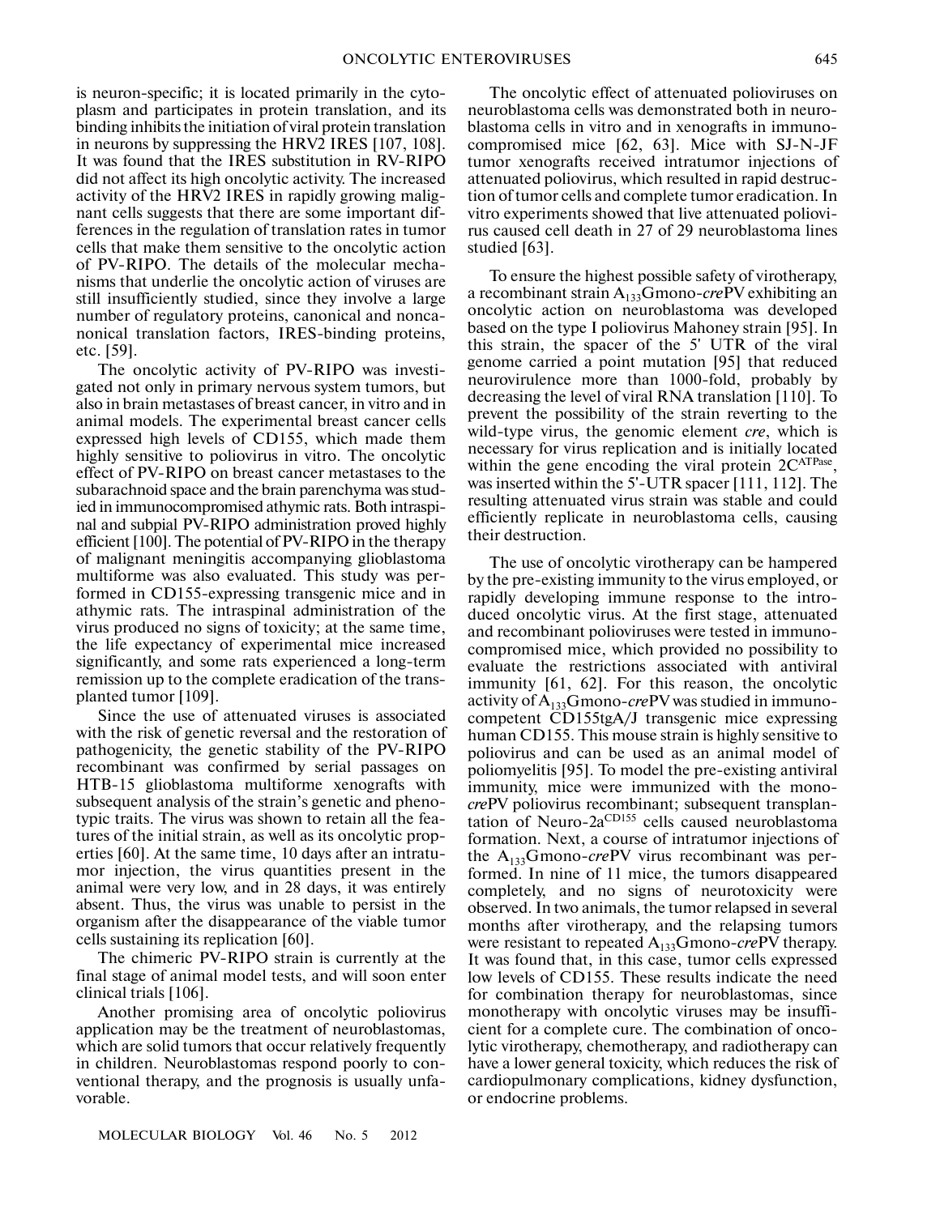is neuron-specific; it is located primarily in the cytoplasm and participates in protein translation, and its binding inhibits the initiation of viral protein translation in neurons by suppressing the HRV2 IRES [107, 108]. It was found that the IRES substitution in RV-RIPO did not affect its high oncolytic activity. The increased activity of the HRV2 IRES in rapidly growing malignant cells suggests that there are some important differences in the regulation of translation rates in tumor cells that make them sensitive to the oncolytic action of PV-RIPO. The details of the molecular mechanisms that underlie the oncolytic action of viruses are still insufficiently studied, since they involve a large number of regulatory proteins, canonical and noncanonical translation factors, IRES-binding proteins, etc. [59].

The oncolytic activity of PV-RIPO was investigated not only in primary nervous system tumors, but also in brain metastases of breast cancer, in vitro and in animal models. The experimental breast cancer cells expressed high levels of CD155, which made them highly sensitive to poliovirus in vitro. The oncolytic effect of PV-RIPO on breast cancer metastases to the subarachnoid space and the brain parenchyma was studied in immunocompromised athymic rats. Both intraspinal and subpial PV-RIPO administration proved highly efficient [100]. The potential of PV-RIPO in the therapy of malignant meningitis accompanying glioblastoma multiforme was also evaluated. This study was performed in CD155-expressing transgenic mice and in athymic rats. The intraspinal administration of the virus produced no signs of toxicity; at the same time, the life expectancy of experimental mice increased significantly, and some rats experienced a long-term remission up to the complete eradication of the transplanted tumor [109].

Since the use of attenuated viruses is associated with the risk of genetic reversal and the restoration of pathogenicity, the genetic stability of the PV-RIPO recombinant was confirmed by serial passages on HTB-15 glioblastoma multiforme xenografts with subsequent analysis of the strain's genetic and phenotypic traits. The virus was shown to retain all the features of the initial strain, as well as its oncolytic properties [60]. At the same time, 10 days after an intratumor injection, the virus quantities present in the animal were very low, and in 28 days, it was entirely absent. Thus, the virus was unable to persist in the organism after the disappearance of the viable tumor cells sustaining its replication [60].

The chimeric PV-RIPO strain is currently at the final stage of animal model tests, and will soon enter clinical trials [106].

Another promising area of oncolytic poliovirus application may be the treatment of neuroblastomas, which are solid tumors that occur relatively frequently in children. Neuroblastomas respond poorly to conventional therapy, and the prognosis is usually unfavorable.

The oncolytic effect of attenuated polioviruses on neuroblastoma cells was demonstrated both in neuroblastoma cells in vitro and in xenografts in immunocompromised mice [62, 63]. Mice with SJ-N-JF tumor xenografts received intratumor injections of attenuated poliovirus, which resulted in rapid destruction of tumor cells and complete tumor eradication. In vitro experiments showed that live attenuated poliovirus caused cell death in 27 of 29 neuroblastoma lines studied [63].

To ensure the highest possible safety of virotherapy, a recombinant strain $A_{133}$Gmono-*cre*PV exhibiting an oncolytic action on neuroblastoma was developed based on the type I poliovirus Mahoney strain [95]. In this strain, the spacer of the 5' UTR of the viral genome carried a point mutation [95] that reduced neurovirulence more than 1000-fold, probably by decreasing the level of viral RNA translation [110]. To prevent the possibility of the strain reverting to the wild-type virus, the genomic element *cre*, which is necessary for virus replication and is initially located within the gene encoding the viral protein $2C^{ATPase}$, was inserted within the 5'-UTR spacer [111, 112]. The resulting attenuated virus strain was stable and could efficiently replicate in neuroblastoma cells, causing their destruction.

The use of oncolytic virotherapy can be hampered by the pre-existing immunity to the virus employed, or rapidly developing immune response to the introduced oncolytic virus. At the first stage, attenuated and recombinant polioviruses were tested in immunocompromised mice, which provided no possibility to evaluate the restrictions associated with antiviral immunity [61, 62]. For this reason, the oncolytic activity of $A_{133}$Gmono-*cre*PV was studied in immunocompetent CD155tgA/J transgenic mice expressing human CD155. This mouse strain is highly sensitive to poliovirus and can be used as an animal model of poliomyelitis [95]. To model the pre-existing antiviral immunity, mice were immunized with the mono-*cre*PV poliovirus recombinant; subsequent transplantation of Neuro-$2a^{CD155}$ cells caused neuroblastoma formation. Next, a course of intratumor injections of the $A_{133}$Gmono-*cre*PV virus recombinant was performed. In nine of 11 mice, the tumors disappeared completely, and no signs of neurotoxicity were observed. In two animals, the tumor relapsed in several months after virotherapy, and the relapsing tumors were resistant to repeated $A_{133}$Gmono-*cre*PV therapy. It was found that, in this case, tumor cells expressed low levels of CD155. These results indicate the need for combination therapy for neuroblastomas, since monotherapy with oncolytic viruses may be insufficient for a complete cure. The combination of oncolytic virotherapy, chemotherapy, and radiotherapy can have a lower general toxicity, which reduces the risk of cardiopulmonary complications, kidney dysfunction, or endocrine problems.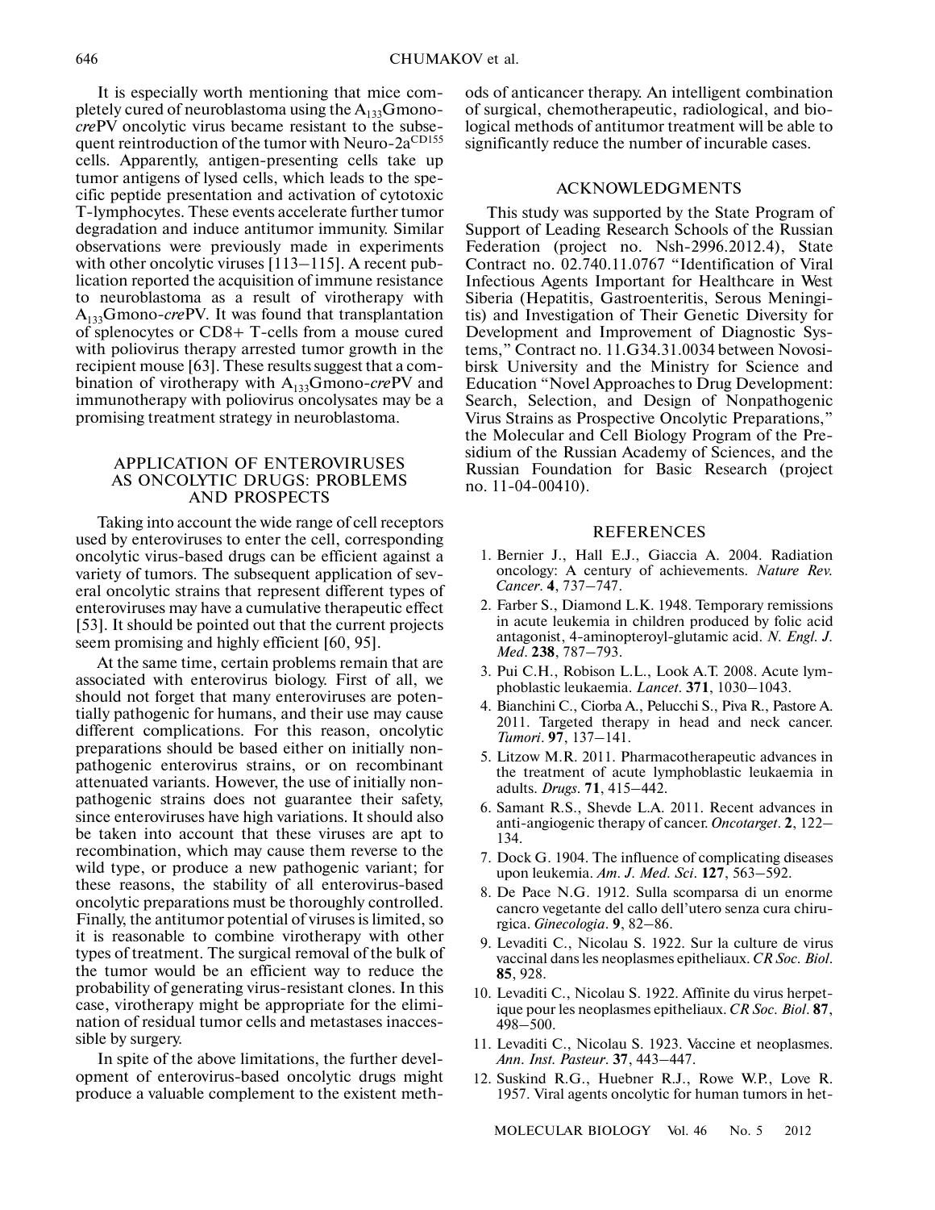It is especially worth mentioning that mice completely cured of neuroblastoma using the $A_{133}$Gmono-*cre*PV oncolytic virus became resistant to the subsequent reintroduction of the tumor with Neuro-$2a^{CD155}$ cells. Apparently, antigen-presenting cells take up tumor antigens of lysed cells, which leads to the specific peptide presentation and activation of cytotoxic T-lymphocytes. These events accelerate further tumor degradation and induce antitumor immunity. Similar observations were previously made in experiments with other oncolytic viruses [113–115]. A recent publication reported the acquisition of immune resistance to neuroblastoma as a result of virotherapy with $A_{133}$Gmono-*cre*PV. It was found that transplantation of splenocytes or CD8+ T-cells from a mouse cured with poliovirus therapy arrested tumor growth in the recipient mouse [63]. These results suggest that a combination of virotherapy with $A_{133}$Gmono-*cre*PV and immunotherapy with poliovirus oncolysates may be a promising treatment strategy in neuroblastoma.

## APPLICATION OF ENTEROVIRUSES AS ONCOLYTIC DRUGS: PROBLEMS AND PROSPECTS

Taking into account the wide range of cell receptors used by enteroviruses to enter the cell, corresponding oncolytic virus-based drugs can be efficient against a variety of tumors. The subsequent application of several oncolytic strains that represent different types of enteroviruses may have a cumulative therapeutic effect [53]. It should be pointed out that the current projects seem promising and highly efficient [60, 95].

At the same time, certain problems remain that are associated with enterovirus biology. First of all, we should not forget that many enteroviruses are potentially pathogenic for humans, and their use may cause different complications. For this reason, oncolytic preparations should be based either on initially nonpathogenic enterovirus strains, or on recombinant attenuated variants. However, the use of initially nonpathogenic strains does not guarantee their safety, since enteroviruses have high variations. It should also be taken into account that these viruses are apt to recombination, which may cause them reverse to the wild type, or produce a new pathogenic variant; for these reasons, the stability of all enterovirus-based oncolytic preparations must be thoroughly controlled. Finally, the antitumor potential of viruses is limited, so it is reasonable to combine virotherapy with other types of treatment. The surgical removal of the bulk of the tumor would be an efficient way to reduce the probability of generating virus-resistant clones. In this case, virotherapy might be appropriate for the elimination of residual tumor cells and metastases inaccessible by surgery.

In spite of the above limitations, the further development of enterovirus-based oncolytic drugs might produce a valuable complement to the existent methods of anticancer therapy. An intelligent combination of surgical, chemotherapeutic, radiological, and biological methods of antitumor treatment will be able to significantly reduce the number of incurable cases.

## ACKNOWLEDGMENTS

This study was supported by the State Program of Support of Leading Research Schools of the Russian Federation (project no. Nsh-2996.2012.4), State Contract no. 02.740.11.0767 "Identification of Viral Infectious Agents Important for Healthcare in West Siberia (Hepatitis, Gastroenteritis, Serous Meningitis) and Investigation of Their Genetic Diversity for Development and Improvement of Diagnostic Systems," Contract no. 11.G34.31.0034 between Novosibirsk University and the Ministry for Science and Education "Novel Approaches to Drug Development: Search, Selection, and Design of Nonpathogenic Virus Strains as Prospective Oncolytic Preparations," the Molecular and Cell Biology Program of the Presidium of the Russian Academy of Sciences, and the Russian Foundation for Basic Research (project no. 11-04-00410).

## REFERENCES

1. Bernier J., Hall E.J., Giaccia A. 2004. Radiation oncology: A century of achievements. *Nature Rev. Cancer*. **4**, 737–747.
2. Farber S., Diamond L.K. 1948. Temporary remissions in acute leukemia in children produced by folic acid antagonist, 4-aminopteroyl-glutamic acid. *N. Engl. J. Med*. **238**, 787–793.
3. Pui C.H., Robison L.L., Look A.T. 2008. Acute lymphoblastic leukaemia. *Lancet*. **371**, 1030–1043.
4. Bianchini C., Ciorba A., Pelucchi S., Piva R., Pastore A. 2011. Targeted therapy in head and neck cancer. *Tumori*. **97**, 137–141.
5. Litzow M.R. 2011. Pharmacotherapeutic advances in the treatment of acute lymphoblastic leukaemia in adults. *Drugs*. **71**, 415–442.
6. Samant R.S., Shevde L.A. 2011. Recent advances in anti-angiogenic therapy of cancer. *Oncotarget*. **2**, 122–134.
7. Dock G. 1904. The influence of complicating diseases upon leukemia. *Am. J. Med. Sci*. **127**, 563–592.
8. De Pace N.G. 1912. Sulla scomparsa di un enorme cancro vegetante del callo dell'utero senza cura chirurgica. *Ginecologia*. **9**, 82–86.
9. Levaditi C., Nicolau S. 1922. Sur la culture de virus vaccinal dans les neoplasmes epitheliaux. *CR Soc. Biol*. **85**, 928.
10. Levaditi C., Nicolau S. 1922. Affinite du virus herpetique pour les neoplasmes epitheliaux. *CR Soc. Biol*. **87**, 498–500.
11. Levaditi C., Nicolau S. 1923. Vaccine et neoplasmes. *Ann. Inst. Pasteur*. **37**, 443–447.
12. Suskind R.G., Huebner R.J., Rowe W.P., Love R. 1957. Viral agents oncolytic for human tumors in het-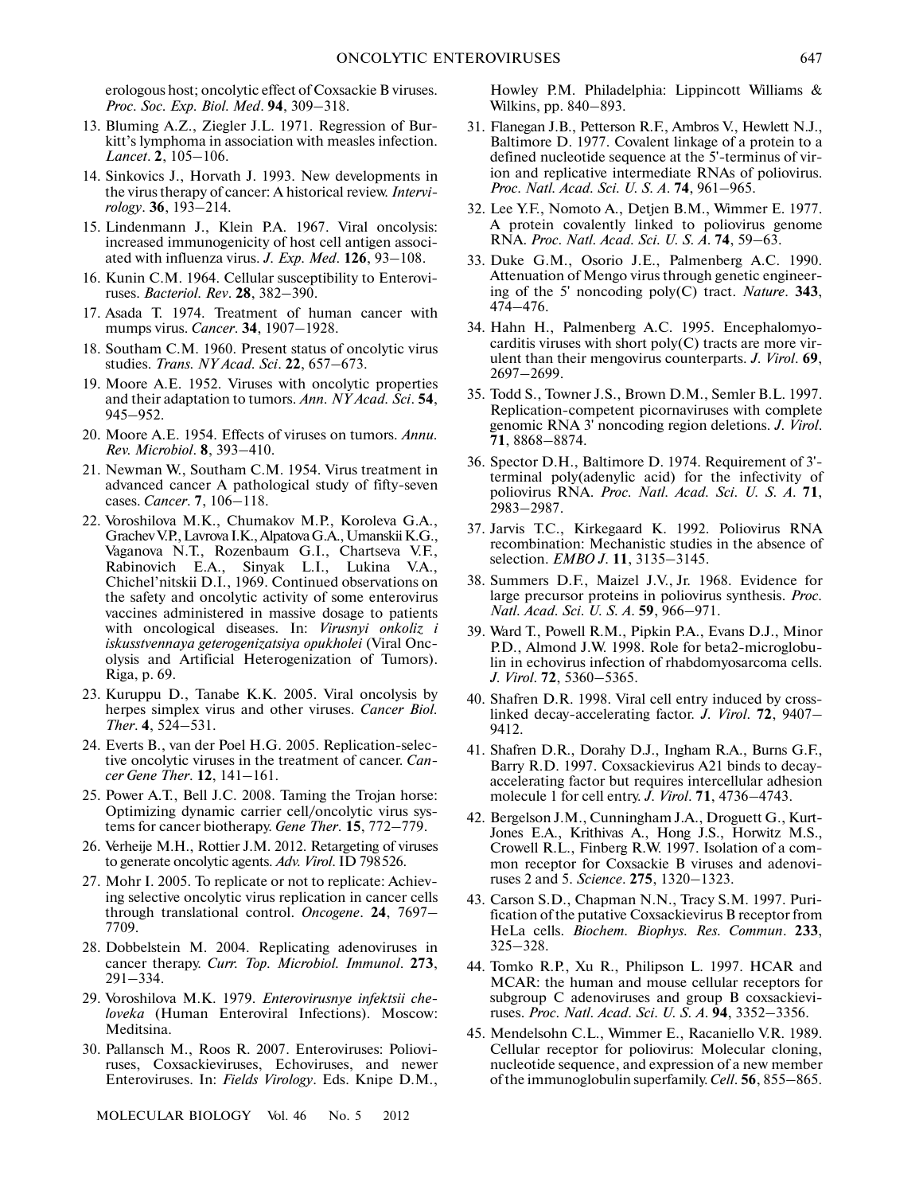erologous host; oncolytic effect of Coxsackie B viruses. *Proc. Soc. Exp. Biol. Med*. **94**, 309–318.

13. Bluming A.Z., Ziegler J.L. 1971. Regression of Burkitt's lymphoma in association with measles infection. *Lancet*. **2**, 105–106.
14. Sinkovics J., Horvath J. 1993. New developments in the virus therapy of cancer: A historical review. *Intervirology*. **36**, 193–214.
15. Lindenmann J., Klein P.A. 1967. Viral oncolysis: increased immunogenicity of host cell antigen associated with influenza virus. *J. Exp. Med*. **126**, 93–108.
16. Kunin C.M. 1964. Cellular susceptibility to Enteroviruses. *Bacteriol. Rev*. **28**, 382–390.
17. Asada T. 1974. Treatment of human cancer with mumps virus. *Cancer*. **34**, 1907–1928.
18. Southam C.M. 1960. Present status of oncolytic virus studies. *Trans. NY Acad. Sci*. **22**, 657–673.
19. Moore A.E. 1952. Viruses with oncolytic properties and their adaptation to tumors. *Ann. NY Acad. Sci*. **54**, 945–952.
20. Moore A.E. 1954. Effects of viruses on tumors. *Annu. Rev. Microbiol*. **8**, 393–410.
21. Newman W., Southam C.M. 1954. Virus treatment in advanced cancer A pathological study of fifty-seven cases. *Cancer*. **7**, 106–118.
22. Voroshilova M.K., Chumakov M.P., Koroleva G.A., Grachev V.P., Lavrova I.K., Alpatova G.A., Umanskii K.G., Vaganova N.T., Rozenbaum G.I., Chartseva V.F., Rabinovich E.A., Sinyak L.I., Lukina V.A., Chichel'nitskii D.I., 1969. Continued observations on the safety and oncolytic activity of some enterovirus vaccines administered in massive dosage to patients with oncological diseases. In: *Virusnyi onkoliz i iskusstvennaya geterogenizatsiya opukholei* (Viral Oncolysis and Artificial Heterogenization of Tumors). Riga, p. 69.
23. Kuruppu D., Tanabe K.K. 2005. Viral oncolysis by herpes simplex virus and other viruses. *Cancer Biol. Ther*. **4**, 524–531.
24. Everts B., van der Poel H.G. 2005. Replication-selective oncolytic viruses in the treatment of cancer. *Cancer Gene Ther*. **12**, 141–161.
25. Power A.T., Bell J.C. 2008. Taming the Trojan horse: Optimizing dynamic carrier cell/oncolytic virus systems for cancer biotherapy. *Gene Ther*. **15**, 772–779.
26. Verheije M.H., Rottier J.M. 2012. Retargeting of viruses to generate oncolytic agents. *Adv. Virol*. ID 798526.
27. Mohr I. 2005. To replicate or not to replicate: Achieving selective oncolytic virus replication in cancer cells through translational control. *Oncogene*. **24**, 7697–7709.
28. Dobbelstein M. 2004. Replicating adenoviruses in cancer therapy. *Curr. Top. Microbiol. Immunol*. **273**, 291–334.
29. Voroshilova M.K. 1979. *Enterovirusnye infektsii cheloveka* (Human Enteroviral Infections). Moscow: Meditsina.
30. Pallansch M., Roos R. 2007. Enteroviruses: Polioviruses, Coxsackieviruses, Echoviruses, and newer Enteroviruses. In: *Fields Virology*. Eds. Knipe D.M., Howley P.M. Philadelphia: Lippincott Williams & Wilkins, pp. 840–893.
31. Flanegan J.B., Petterson R.F., Ambros V., Hewlett N.J., Baltimore D. 1977. Covalent linkage of a protein to a defined nucleotide sequence at the 5'-terminus of virion and replicative intermediate RNAs of poliovirus. *Proc. Natl. Acad. Sci. U. S. A*. **74**, 961–965.
32. Lee Y.F., Nomoto A., Detjen B.M., Wimmer E. 1977. A protein covalently linked to poliovirus genome RNA. *Proc. Natl. Acad. Sci. U. S. A*. **74**, 59–63.
33. Duke G.M., Osorio J.E., Palmenberg A.C. 1990. Attenuation of Mengo virus through genetic engineering of the 5' noncoding poly(C) tract. *Nature*. **343**, 474–476.
34. Hahn H., Palmenberg A.C. 1995. Encephalomyocarditis viruses with short poly(C) tracts are more virulent than their mengovirus counterparts. *J. Virol*. **69**, 2697–2699.
35. Todd S., Towner J.S., Brown D.M., Semler B.L. 1997. Replication-competent picornaviruses with complete genomic RNA 3' noncoding region deletions. *J. Virol*. **71**, 8868–8874.
36. Spector D.H., Baltimore D. 1974. Requirement of 3'-terminal poly(adenylic acid) for the infectivity of poliovirus RNA. *Proc. Natl. Acad. Sci. U. S. A*. **71**, 2983–2987.
37. Jarvis T.C., Kirkegaard K. 1992. Poliovirus RNA recombination: Mechanistic studies in the absence of selection. *EMBO J*. **11**, 3135–3145.
38. Summers D.F., Maizel J.V., Jr. 1968. Evidence for large precursor proteins in poliovirus synthesis. *Proc. Natl. Acad. Sci. U. S. A*. **59**, 966–971.
39. Ward T., Powell R.M., Pipkin P.A., Evans D.J., Minor P.D., Almond J.W. 1998. Role for beta2-microglobulin in echovirus infection of rhabdomyosarcoma cells. *J. Virol*. **72**, 5360–5365.
40. Shafren D.R. 1998. Viral cell entry induced by cross-linked decay-accelerating factor. *J. Virol*. **72**, 9407–9412.
41. Shafren D.R., Dorahy D.J., Ingham R.A., Burns G.F., Barry R.D. 1997. Coxsackievirus A21 binds to decay-accelerating factor but requires intercellular adhesion molecule 1 for cell entry. *J. Virol*. **71**, 4736–4743.
42. Bergelson J.M., Cunningham J.A., Droguett G., Kurt-Jones E.A., Krithivas A., Hong J.S., Horwitz M.S., Crowell R.L., Finberg R.W. 1997. Isolation of a common receptor for Coxsackie B viruses and adenoviruses 2 and 5. *Science*. **275**, 1320–1323.
43. Carson S.D., Chapman N.N., Tracy S.M. 1997. Purification of the putative Coxsackievirus B receptor from HeLa cells. *Biochem. Biophys. Res. Commun*. **233**, 325–328.
44. Tomko R.P., Xu R., Philipson L. 1997. HCAR and MCAR: the human and mouse cellular receptors for subgroup C adenoviruses and group B coxsackieviruses. *Proc. Natl. Acad. Sci. U. S. A*. **94**, 3352–3356.
45. Mendelsohn C.L., Wimmer E., Racaniello V.R. 1989. Cellular receptor for poliovirus: Molecular cloning, nucleotide sequence, and expression of a new member of the immunoglobulin superfamily. *Cell*. **56**, 855–865.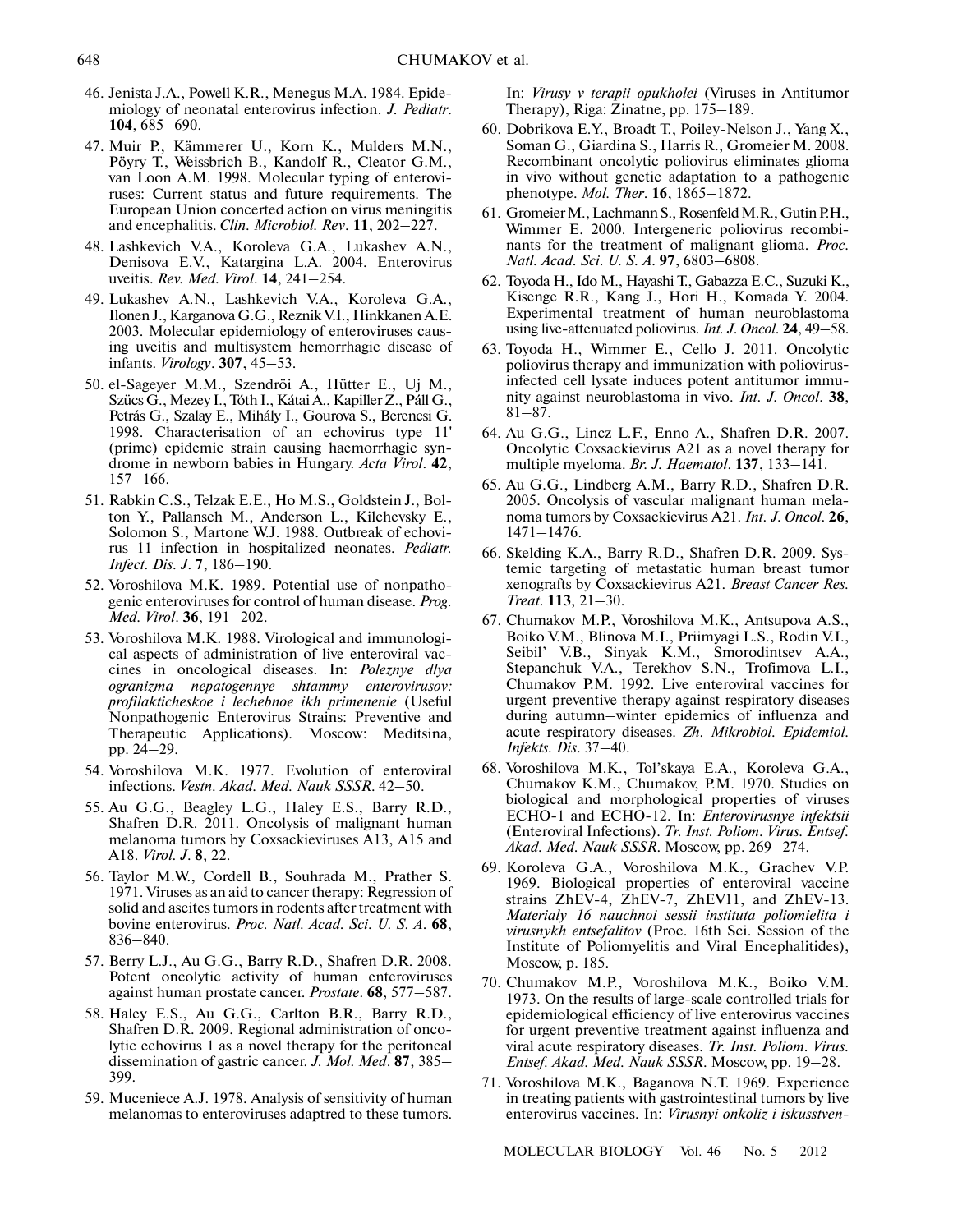46. Jenista J.A., Powell K.R., Menegus M.A. 1984. Epidemiology of neonatal enterovirus infection. *J. Pediatr*. **104**, 685–690.

47. Muir P., Kämmerer U., Korn K., Mulders M.N., Pöyry T., Weissbrich B., Kandolf R., Cleator G.M., van Loon A.M. 1998. Molecular typing of enteroviruses: Current status and future requirements. The European Union concerted action on virus meningitis and encephalitis. *Clin. Microbiol. Rev*. **11**, 202–227.

48. Lashkevich V.A., Koroleva G.A., Lukashev A.N., Denisova E.V., Katargina L.A. 2004. Enterovirus uveitis. *Rev. Med. Virol*. **14**, 241–254.

49. Lukashev A.N., Lashkevich V.A., Koroleva G.A., Ilonen J., Karganova G.G., Reznik V.I., Hinkkanen A.E. 2003. Molecular epidemiology of enteroviruses causing uveitis and multisystem hemorrhagic disease of infants. *Virology*. **307**, 45–53.

50. el-Sageyer M.M., Szendröi A., Hütter E., Uj M., Szücs G., Mezey I., Tóth I., Kátai A., Kapiller Z., Páll G., Petrás G., Szalay E., Mihály I., Gourova S., Berencsi G. 1998. Characterisation of an echovirus type 11' (prime) epidemic strain causing haemorrhagic syndrome in newborn babies in Hungary. *Acta Virol*. **42**, 157–166.

51. Rabkin C.S., Telzak E.E., Ho M.S., Goldstein J., Bolton Y., Pallansch M., Anderson L., Kilchevsky E., Solomon S., Martone W.J. 1988. Outbreak of echovirus 11 infection in hospitalized neonates. *Pediatr. Infect. Dis. J*. **7**, 186–190.

52. Voroshilova M.K. 1989. Potential use of nonpathogenic enteroviruses for control of human disease. *Prog. Med. Virol*. **36**, 191–202.

53. Voroshilova M.K. 1988. Virological and immunological aspects of administration of live enteroviral vaccines in oncological diseases. In: *Poleznye dlya ogranizma nepatogennye shtammy enterovirusov: profilakticheskoe i lechebnoe ikh primenenie* (Useful Nonpathogenic Enterovirus Strains: Preventive and Therapeutic Applications). Moscow: Meditsina, pp. 24–29.

54. Voroshilova M.K. 1977. Evolution of enteroviral infections. *Vestn. Akad. Med. Nauk SSSR*. 42–50.

55. Au G.G., Beagley L.G., Haley E.S., Barry R.D., Shafren D.R. 2011. Oncolysis of malignant human melanoma tumors by Coxsackieviruses A13, A15 and A18. *Virol. J*. **8**, 22.

56. Taylor M.W., Cordell B., Souhrada M., Prather S. 1971. Viruses as an aid to cancer therapy: Regression of solid and ascites tumors in rodents after treatment with bovine enterovirus. *Proc. Natl. Acad. Sci. U. S. A*. **68**, 836–840.

57. Berry L.J., Au G.G., Barry R.D., Shafren D.R. 2008. Potent oncolytic activity of human enteroviruses against human prostate cancer. *Prostate*. **68**, 577–587.

58. Haley E.S., Au G.G., Carlton B.R., Barry R.D., Shafren D.R. 2009. Regional administration of oncolytic echovirus 1 as a novel therapy for the peritoneal dissemination of gastric cancer. *J. Mol. Med*. **87**, 385–399.

59. Muceniece A.J. 1978. Analysis of sensitivity of human melanomas to enteroviruses adaptred to these tumors. In: *Virusy v terapii opukholei* (Viruses in Antitumor Therapy), Riga: Zinatne, pp. 175–189.

60. Dobrikova E.Y., Broadt T., Poiley-Nelson J., Yang X., Soman G., Giardina S., Harris R., Gromeier M. 2008. Recombinant oncolytic poliovirus eliminates glioma in vivo without genetic adaptation to a pathogenic phenotype. *Mol. Ther*. **16**, 1865–1872.

61. Gromeier M., Lachmann S., Rosenfeld M.R., Gutin P.H., Wimmer E. 2000. Intergeneric poliovirus recombinants for the treatment of malignant glioma. *Proc. Natl. Acad. Sci. U. S. A*. **97**, 6803–6808.

62. Toyoda H., Ido M., Hayashi T., Gabazza E.C., Suzuki K., Kisenge R.R., Kang J., Hori H., Komada Y. 2004. Experimental treatment of human neuroblastoma using live-attenuated poliovirus. *Int. J. Oncol*. **24**, 49–58.

63. Toyoda H., Wimmer E., Cello J. 2011. Oncolytic poliovirus therapy and immunization with poliovirus-infected cell lysate induces potent antitumor immunity against neuroblastoma in vivo. *Int. J. Oncol*. **38**, 81–87.

64. Au G.G., Lincz L.F., Enno A., Shafren D.R. 2007. Oncolytic Coxsackievirus A21 as a novel therapy for multiple myeloma. *Br. J. Haematol*. **137**, 133–141.

65. Au G.G., Lindberg A.M., Barry R.D., Shafren D.R. 2005. Oncolysis of vascular malignant human melanoma tumors by Coxsackievirus A21. *Int. J. Oncol*. **26**, 1471–1476.

66. Skelding K.A., Barry R.D., Shafren D.R. 2009. Systemic targeting of metastatic human breast tumor xenografts by Coxsackievirus A21. *Breast Cancer Res. Treat*. **113**, 21–30.

67. Chumakov M.P., Voroshilova M.K., Antsupova A.S., Boiko V.M., Blinova M.I., Priimyagi L.S., Rodin V.I., Seibil' V.B., Sinyak K.M., Smorodintsev A.A., Stepanchuk V.A., Terekhov S.N., Trofimova L.I., Chumakov P.M. 1992. Live enteroviral vaccines for urgent preventive therapy against respiratory diseases during autumn–winter epidemics of influenza and acute respiratory diseases. *Zh. Mikrobiol. Epidemiol. Infekts. Dis*. 37–40.

68. Voroshilova M.K., Tol'skaya E.A., Koroleva G.A., Chumakov K.M., Chumakov, P.M. 1970. Studies on biological and morphological properties of viruses ECHO-1 and ECHO-12. In: *Enterovirusnye infektsii* (Enteroviral Infections). *Tr. Inst. Poliom. Virus. Entsef. Akad. Med. Nauk SSSR*. Moscow, pp. 269–274.

69. Koroleva G.A., Voroshilova M.K., Grachev V.P. 1969. Biological properties of enteroviral vaccine strains ZhEV-4, ZhEV-7, ZhEV11, and ZhEV-13. *Materialy 16 nauchnoi sessii instituta poliomielita i virusnykh entsefalitov* (Proc. 16th Sci. Session of the Institute of Poliomyelitis and Viral Encephalitides), Moscow, p. 185.

70. Chumakov M.P., Voroshilova M.K., Boiko V.M. 1973. On the results of large-scale controlled trials for epidemiological efficiency of live enterovirus vaccines for urgent preventive treatment against influenza and viral acute respiratory diseases. *Tr. Inst. Poliom. Virus. Entsef. Akad. Med. Nauk SSSR*. Moscow, pp. 19–28.

71. Voroshilova M.K., Baganova N.T. 1969. Experience in treating patients with gastrointestinal tumors by live enterovirus vaccines. In: *Virusnyi onkoliz i iskusstven-*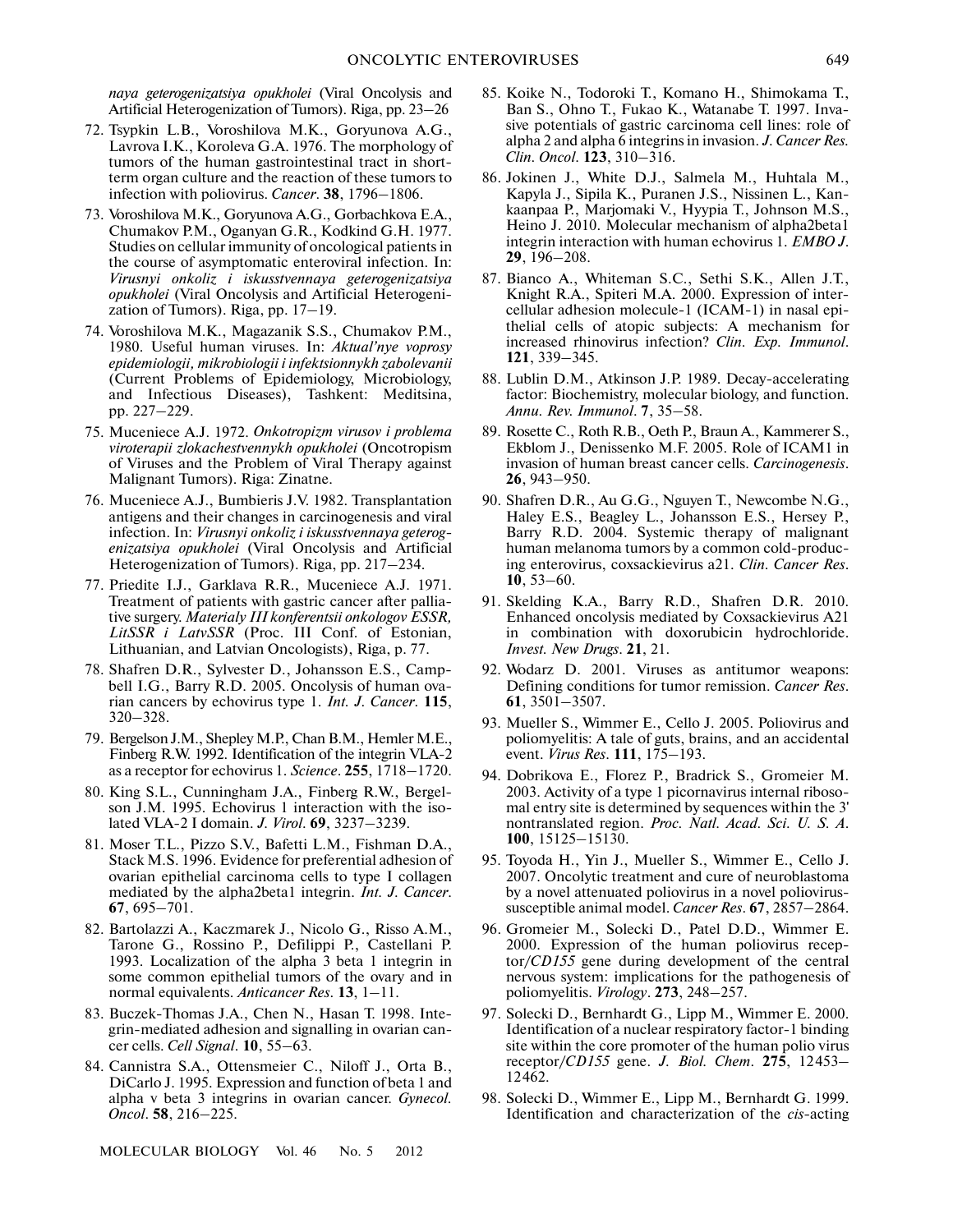*naya geterogenizatsiya opukholei* (Viral Oncolysis and Artificial Heterogenization of Tumors). Riga, pp. 23–26

72. Tsypkin L.B., Voroshilova M.K., Goryunova A.G., Lavrova I.K., Koroleva G.A. 1976. The morphology of tumors of the human gastrointestinal tract in short-term organ culture and the reaction of these tumors to infection with poliovirus. *Cancer*. **38**, 1796–1806.

73. Voroshilova M.K., Goryunova A.G., Gorbachkova E.A., Chumakov P.M., Oganyan G.R., Kodkind G.H. 1977. Studies on cellular immunity of oncological patients in the course of asymptomatic enteroviral infection. In: *Virusnyi onkoliz i iskusstvennaya geterogenizatsiya opukholei* (Viral Oncolysis and Artificial Heterogenization of Tumors). Riga, pp. 17–19.

74. Voroshilova M.K., Magazanik S.S., Chumakov P.M., 1980. Useful human viruses. In: *Aktual'nye voprosy epidemiologii, mikrobiologii i infektsionnykh zabolevanii* (Current Problems of Epidemiology, Microbiology, and Infectious Diseases), Tashkent: Meditsina, pp. 227–229.

75. Muceniece A.J. 1972. *Onkotropizm virusov i problema viroterapii zlokachestvennykh opukholei* (Oncotropism of Viruses and the Problem of Viral Therapy against Malignant Tumors). Riga: Zinatne.

76. Muceniece A.J., Bumbieris J.V. 1982. Transplantation antigens and their changes in carcinogenesis and viral infection. In: *Virusnyi onkoliz i iskusstvennaya geterogenizatsiya opukholei* (Viral Oncolysis and Artificial Heterogenization of Tumors). Riga, pp. 217–234.

77. Priedite I.J., Garklava R.R., Muceniece A.J. 1971. Treatment of patients with gastric cancer after palliative surgery. *Materialy III konferentsii onkologov ESSR, LitSSR i LatvSSR* (Proc. III Conf. of Estonian, Lithuanian, and Latvian Oncologists), Riga, p. 77.

78. Shafren D.R., Sylvester D., Johansson E.S., Campbell I.G., Barry R.D. 2005. Oncolysis of human ovarian cancers by echovirus type 1. *Int. J. Cancer*. **115**, 320–328.

79. Bergelson J.M., Shepley M.P., Chan B.M., Hemler M.E., Finberg R.W. 1992. Identification of the integrin VLA-2 as a receptor for echovirus 1. *Science*. **255**, 1718–1720.

80. King S.L., Cunningham J.A., Finberg R.W., Bergelson J.M. 1995. Echovirus 1 interaction with the isolated VLA-2 I domain. *J. Virol*. **69**, 3237–3239.

81. Moser T.L., Pizzo S.V., Bafetti L.M., Fishman D.A., Stack M.S. 1996. Evidence for preferential adhesion of ovarian epithelial carcinoma cells to type I collagen mediated by the alpha2beta1 integrin. *Int. J. Cancer*. **67**, 695–701.

82. Bartolazzi A., Kaczmarek J., Nicolo G., Risso A.M., Tarone G., Rossino P., Defilippi P., Castellani P. 1993. Localization of the alpha 3 beta 1 integrin in some common epithelial tumors of the ovary and in normal equivalents. *Anticancer Res*. **13**, 1–11.

83. Buczek-Thomas J.A., Chen N., Hasan T. 1998. Integrin-mediated adhesion and signalling in ovarian cancer cells. *Cell Signal*. **10**, 55–63.

84. Cannistra S.A., Ottensmeier C., Niloff J., Orta B., DiCarlo J. 1995. Expression and function of beta 1 and alpha v beta 3 integrins in ovarian cancer. *Gynecol. Oncol*. **58**, 216–225.

85. Koike N., Todoroki T., Komano H., Shimokama T., Ban S., Ohno T., Fukao K., Watanabe T. 1997. Invasive potentials of gastric carcinoma cell lines: role of alpha 2 and alpha 6 integrins in invasion. *J. Cancer Res. Clin. Oncol*. **123**, 310–316.

86. Jokinen J., White D.J., Salmela M., Huhtala M., Kapyla J., Sipila K., Puranen J.S., Nissinen L., Kankaanpaa P., Marjomaki V., Hyypia T., Johnson M.S., Heino J. 2010. Molecular mechanism of alpha2beta1 integrin interaction with human echovirus 1. *EMBO J*. **29**, 196–208.

87. Bianco A., Whiteman S.C., Sethi S.K., Allen J.T., Knight R.A., Spiteri M.A. 2000. Expression of intercellular adhesion molecule-1 (ICAM-1) in nasal epithelial cells of atopic subjects: A mechanism for increased rhinovirus infection? *Clin. Exp. Immunol*. **121**, 339–345.

88. Lublin D.M., Atkinson J.P. 1989. Decay-accelerating factor: Biochemistry, molecular biology, and function. *Annu. Rev. Immunol*. **7**, 35–58.

89. Rosette C., Roth R.B., Oeth P., Braun A., Kammerer S., Ekblom J., Denissenko M.F. 2005. Role of ICAM1 in invasion of human breast cancer cells. *Carcinogenesis*. **26**, 943–950.

90. Shafren D.R., Au G.G., Nguyen T., Newcombe N.G., Haley E.S., Beagley L., Johansson E.S., Hersey P., Barry R.D. 2004. Systemic therapy of malignant human melanoma tumors by a common cold-producing enterovirus, coxsackievirus a21. *Clin. Cancer Res*. **10**, 53–60.

91. Skelding K.A., Barry R.D., Shafren D.R. 2010. Enhanced oncolysis mediated by Coxsackievirus A21 in combination with doxorubicin hydrochloride. *Invest. New Drugs*. **21**, 21.

92. Wodarz D. 2001. Viruses as antitumor weapons: Defining conditions for tumor remission. *Cancer Res*. **61**, 3501–3507.

93. Mueller S., Wimmer E., Cello J. 2005. Poliovirus and poliomyelitis: A tale of guts, brains, and an accidental event. *Virus Res*. **111**, 175–193.

94. Dobrikova E., Florez P., Bradrick S., Gromeier M. 2003. Activity of a type 1 picornavirus internal ribosomal entry site is determined by sequences within the 3' nontranslated region. *Proc. Natl. Acad. Sci. U. S. A*. **100**, 15125–15130.

95. Toyoda H., Yin J., Mueller S., Wimmer E., Cello J. 2007. Oncolytic treatment and cure of neuroblastoma by a novel attenuated poliovirus in a novel poliovirus-susceptible animal model. *Cancer Res*. **67**, 2857–2864.

96. Gromeier M., Solecki D., Patel D.D., Wimmer E. 2000. Expression of the human poliovirus receptor/*CD155* gene during development of the central nervous system: implications for the pathogenesis of poliomyelitis. *Virology*. **273**, 248–257.

97. Solecki D., Bernhardt G., Lipp M., Wimmer E. 2000. Identification of a nuclear respiratory factor-1 binding site within the core promoter of the human polio virus receptor/*CD155* gene. *J. Biol. Chem*. **275**, 12453–12462.

98. Solecki D., Wimmer E., Lipp M., Bernhardt G. 1999. Identification and characterization of the *cis*-acting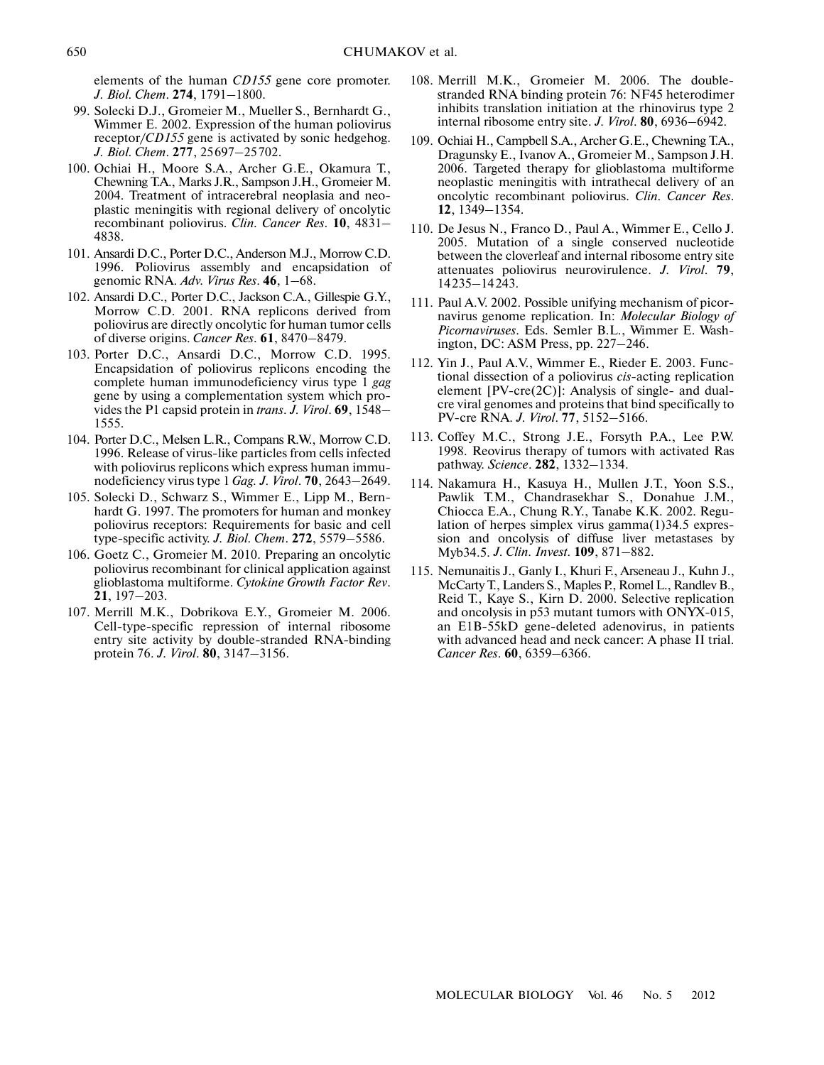elements of the human *CD155* gene core promoter. *J. Biol. Chem*. **274**, 1791–1800.

99. Solecki D.J., Gromeier M., Mueller S., Bernhardt G., Wimmer E. 2002. Expression of the human poliovirus receptor/*CD155* gene is activated by sonic hedgehog. *J. Biol. Chem*. **277**, 25697–25702.
100. Ochiai H., Moore S.A., Archer G.E., Okamura T., Chewning T.A., Marks J.R., Sampson J.H., Gromeier M. 2004. Treatment of intracerebral neoplasia and neoplastic meningitis with regional delivery of oncolytic recombinant poliovirus. *Clin. Cancer Res*. **10**, 4831–4838.
101. Ansardi D.C., Porter D.C., Anderson M.J., Morrow C.D. 1996. Poliovirus assembly and encapsidation of genomic RNA. *Adv. Virus Res*. **46**, 1–68.
102. Ansardi D.C., Porter D.C., Jackson C.A., Gillespie G.Y., Morrow C.D. 2001. RNA replicons derived from poliovirus are directly oncolytic for human tumor cells of diverse origins. *Cancer Res*. **61**, 8470–8479.
103. Porter D.C., Ansardi D.C., Morrow C.D. 1995. Encapsidation of poliovirus replicons encoding the complete human immunodeficiency virus type 1 *gag* gene by using a complementation system which provides the P1 capsid protein in *trans*. *J. Virol*. **69**, 1548–1555.
104. Porter D.C., Melsen L.R., Compans R.W., Morrow C.D. 1996. Release of virus-like particles from cells infected with poliovirus replicons which express human immunodeficiency virus type 1 *Gag*. *J. Virol*. **70**, 2643–2649.
105. Solecki D., Schwarz S., Wimmer E., Lipp M., Bernhardt G. 1997. The promoters for human and monkey poliovirus receptors: Requirements for basic and cell type-specific activity. *J. Biol. Chem*. **272**, 5579–5586.
106. Goetz C., Gromeier M. 2010. Preparing an oncolytic poliovirus recombinant for clinical application against glioblastoma multiforme. *Cytokine Growth Factor Rev*. **21**, 197–203.
107. Merrill M.K., Dobrikova E.Y., Gromeier M. 2006. Cell-type-specific repression of internal ribosome entry site activity by double-stranded RNA-binding protein 76. *J. Virol*. **80**, 3147–3156.
108. Merrill M.K., Gromeier M. 2006. The double-stranded RNA binding protein 76: NF45 heterodimer inhibits translation initiation at the rhinovirus type 2 internal ribosome entry site. *J. Virol*. **80**, 6936–6942.
109. Ochiai H., Campbell S.A., Archer G.E., Chewning T.A., Dragunsky E., Ivanov A., Gromeier M., Sampson J.H. 2006. Targeted therapy for glioblastoma multiforme neoplastic meningitis with intrathecal delivery of an oncolytic recombinant poliovirus. *Clin. Cancer Res*. **12**, 1349–1354.
110. De Jesus N., Franco D., Paul A., Wimmer E., Cello J. 2005. Mutation of a single conserved nucleotide between the cloverleaf and internal ribosome entry site attenuates poliovirus neurovirulence. *J. Virol*. **79**, 14235–14243.
111. Paul A.V. 2002. Possible unifying mechanism of picornavirus genome replication. In: *Molecular Biology of Picornaviruses*. Eds. Semler B.L., Wimmer E. Washington, DC: ASM Press, pp. 227–246.
112. Yin J., Paul A.V., Wimmer E., Rieder E. 2003. Functional dissection of a poliovirus *cis*-acting replication element [PV-cre(2C)]: Analysis of single- and dual-cre viral genomes and proteins that bind specifically to PV-cre RNA. *J. Virol*. **77**, 5152–5166.
113. Coffey M.C., Strong J.E., Forsyth P.A., Lee P.W. 1998. Reovirus therapy of tumors with activated Ras pathway. *Science*. **282**, 1332–1334.
114. Nakamura H., Kasuya H., Mullen J.T., Yoon S.S., Pawlik T.M., Chandrasekhar S., Donahue J.M., Chiocca E.A., Chung R.Y., Tanabe K.K. 2002. Regulation of herpes simplex virus gamma(1)34.5 expression and oncolysis of diffuse liver metastases by Myb34.5. *J. Clin. Invest*. **109**, 871–882.
115. Nemunaitis J., Ganly I., Khuri F., Arseneau J., Kuhn J., McCarty T., Landers S., Maples P., Romel L., Randlev B., Reid T., Kaye S., Kirn D. 2000. Selective replication and oncolysis in p53 mutant tumors with ONYX-015, an E1B-55kD gene-deleted adenovirus, in patients with advanced head and neck cancer: A phase II trial. *Cancer Res*. **60**, 6359–6366.